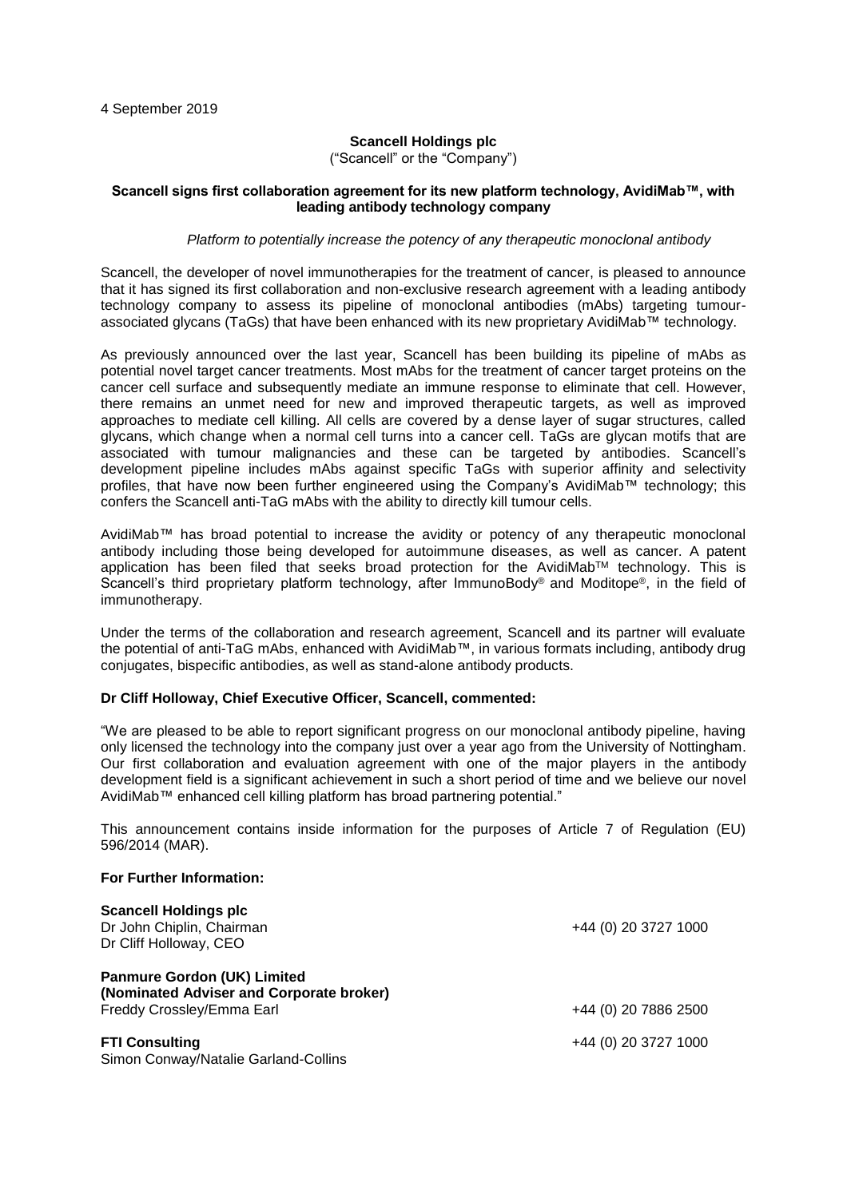4 September 2019

**Scancell Holdings plc**
("Scancell" or the "Company")

**Scancell signs first collaboration agreement for its new platform technology, AvidiMab™, with leading antibody technology company**

*Platform to potentially increase the potency of any therapeutic monoclonal antibody*

Scancell, the developer of novel immunotherapies for the treatment of cancer, is pleased to announce that it has signed its first collaboration and non-exclusive research agreement with a leading antibody technology company to assess its pipeline of monoclonal antibodies (mAbs) targeting tumour-associated glycans (TaGs) that have been enhanced with its new proprietary AvidiMab™ technology.

As previously announced over the last year, Scancell has been building its pipeline of mAbs as potential novel target cancer treatments. Most mAbs for the treatment of cancer target proteins on the cancer cell surface and subsequently mediate an immune response to eliminate that cell. However, there remains an unmet need for new and improved therapeutic targets, as well as improved approaches to mediate cell killing. All cells are covered by a dense layer of sugar structures, called glycans, which change when a normal cell turns into a cancer cell. TaGs are glycan motifs that are associated with tumour malignancies and these can be targeted by antibodies. Scancell's development pipeline includes mAbs against specific TaGs with superior affinity and selectivity profiles, that have now been further engineered using the Company's AvidiMab™ technology; this confers the Scancell anti-TaG mAbs with the ability to directly kill tumour cells.

AvidiMab™ has broad potential to increase the avidity or potency of any therapeutic monoclonal antibody including those being developed for autoimmune diseases, as well as cancer. A patent application has been filed that seeks broad protection for the AvidiMab™ technology. This is Scancell's third proprietary platform technology, after ImmunoBody® and Moditope®, in the field of immunotherapy.

Under the terms of the collaboration and research agreement, Scancell and its partner will evaluate the potential of anti-TaG mAbs, enhanced with AvidiMab™, in various formats including, antibody drug conjugates, bispecific antibodies, as well as stand-alone antibody products.

**Dr Cliff Holloway, Chief Executive Officer, Scancell, commented:**

"We are pleased to be able to report significant progress on our monoclonal antibody pipeline, having only licensed the technology into the company just over a year ago from the University of Nottingham. Our first collaboration and evaluation agreement with one of the major players in the antibody development field is a significant achievement in such a short period of time and we believe our novel AvidiMab™ enhanced cell killing platform has broad partnering potential."

This announcement contains inside information for the purposes of Article 7 of Regulation (EU) 596/2014 (MAR).

**For Further Information:**

| | |
|---|---|
| **Scancell Holdings plc** | |
| Dr John Chiplin, Chairman | +44 (0) 20 3727 1000 |
| Dr Cliff Holloway, CEO | |
| **Panmure Gordon (UK) Limited** | |
| **(Nominated Adviser and Corporate broker)** | |
| Freddy Crossley/Emma Earl | +44 (0) 20 7886 2500 |
| **FTI Consulting** | +44 (0) 20 3727 1000 |
| Simon Conway/Natalie Garland-Collins | |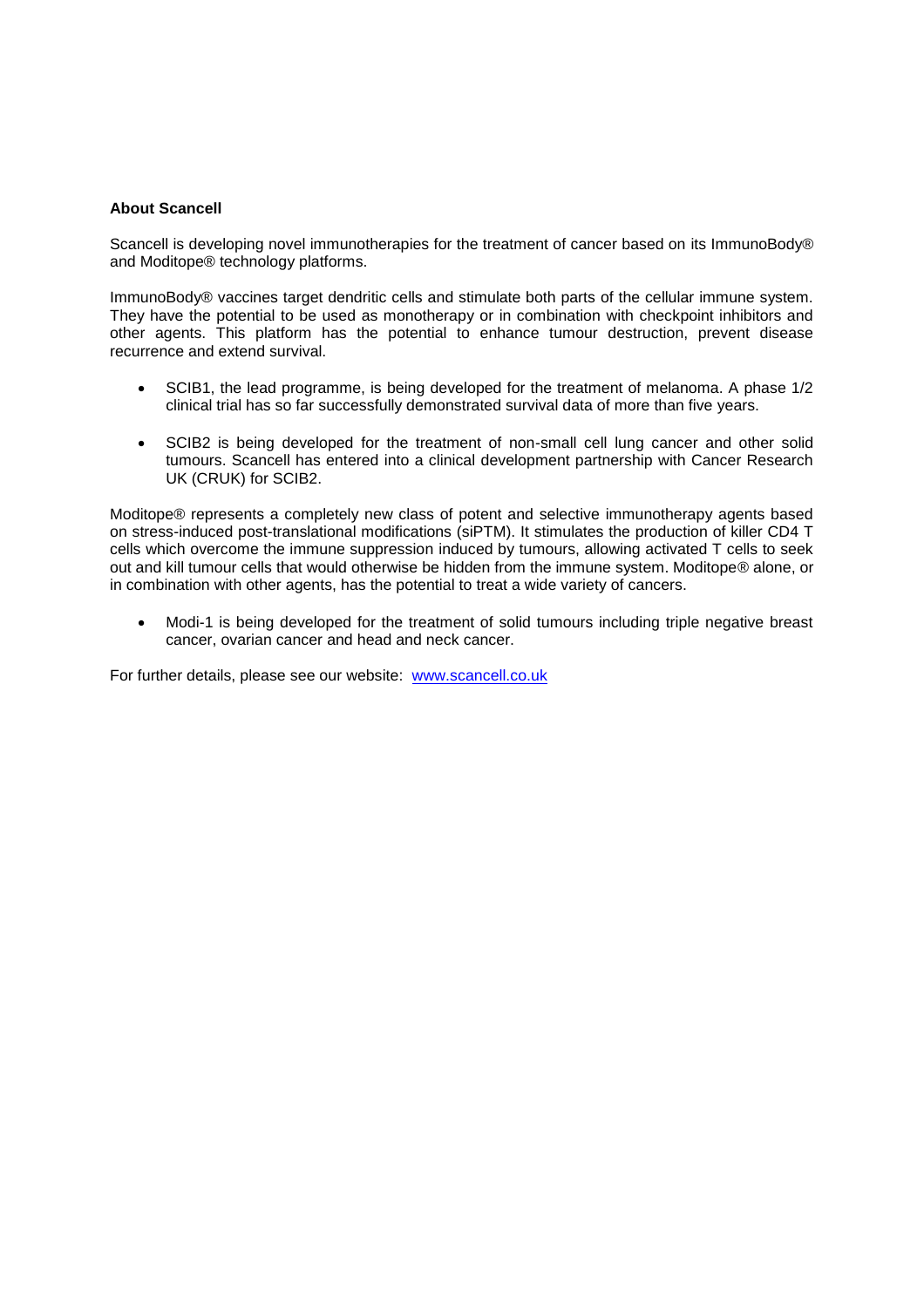**About Scancell**

Scancell is developing novel immunotherapies for the treatment of cancer based on its ImmunoBody® and Moditope® technology platforms.

ImmunoBody® vaccines target dendritic cells and stimulate both parts of the cellular immune system. They have the potential to be used as monotherapy or in combination with checkpoint inhibitors and other agents. This platform has the potential to enhance tumour destruction, prevent disease recurrence and extend survival.

- SCIB1, the lead programme, is being developed for the treatment of melanoma. A phase 1/2 clinical trial has so far successfully demonstrated survival data of more than five years.
- SCIB2 is being developed for the treatment of non-small cell lung cancer and other solid tumours. Scancell has entered into a clinical development partnership with Cancer Research UK (CRUK) for SCIB2.

Moditope® represents a completely new class of potent and selective immunotherapy agents based on stress-induced post-translational modifications (siPTM). It stimulates the production of killer CD4 T cells which overcome the immune suppression induced by tumours, allowing activated T cells to seek out and kill tumour cells that would otherwise be hidden from the immune system. Moditope® alone, or in combination with other agents, has the potential to treat a wide variety of cancers.

- Modi-1 is being developed for the treatment of solid tumours including triple negative breast cancer, ovarian cancer and head and neck cancer.

For further details, please see our website: [www.scancell.co.uk](http://www.scancell.co.uk)